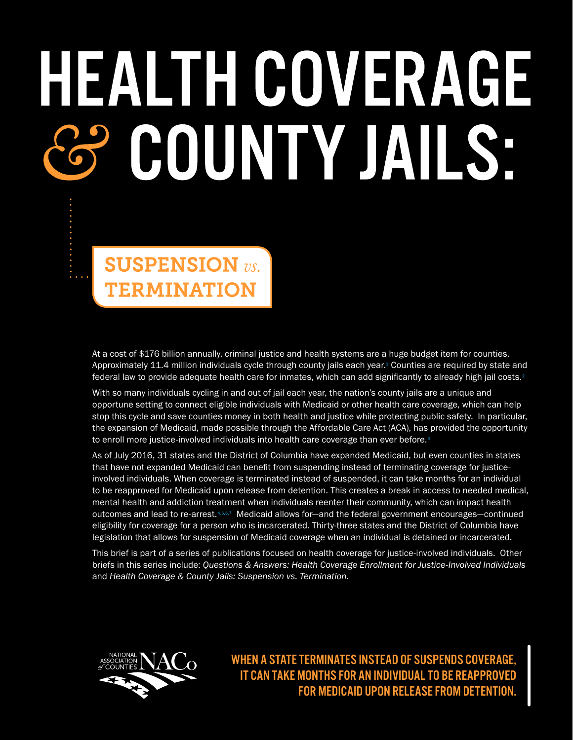# HEALTH COVERAGE & COUNTY JAILS:

## SUSPENSION *vs.* TERMINATION

At a cost of $176 billion annually, criminal justice and health systems are a huge budget item for counties. Approximately 11.4 million individuals cycle through county jails each year.[1] Counties are required by state and federal law to provide adequate health care for inmates, which can add significantly to already high jail costs.[2]

With so many individuals cycling in and out of jail each year, the nation's county jails are a unique and opportune setting to connect eligible individuals with Medicaid or other health care coverage, which can help stop this cycle and save counties money in both health and justice while protecting public safety. In particular, the expansion of Medicaid, made possible through the Affordable Care Act (ACA), has provided the opportunity to enroll more justice-involved individuals into health care coverage than ever before.[3]

As of July 2016, 31 states and the District of Columbia have expanded Medicaid, but even counties in states that have not expanded Medicaid can benefit from suspending instead of terminating coverage for justice-involved individuals. When coverage is terminated instead of suspended, it can take months for an individual to be reapproved for Medicaid upon release from detention. This creates a break in access to needed medical, mental health and addiction treatment when individuals reenter their community, which can impact health outcomes and lead to re-arrest.[4,5,6,7] Medicaid allows for—and the federal government encourages—continued eligibility for coverage for a person who is incarcerated. Thirty-three states and the District of Columbia have legislation that allows for suspension of Medicaid coverage when an individual is detained or incarcerated.

This brief is part of a series of publications focused on health coverage for justice-involved individuals. Other briefs in this series include: *Questions & Answers: Health Coverage Enrollment for Justice-Involved Individuals* and *Health Coverage & County Jails: Suspension vs. Termination.*

NATIONAL ASSOCIATION *of* COUNTIES NACo

**WHEN A STATE TERMINATES INSTEAD OF SUSPENDS COVERAGE, IT CAN TAKE MONTHS FOR AN INDIVIDUAL TO BE REAPPROVED FOR MEDICAID UPON RELEASE FROM DETENTION.**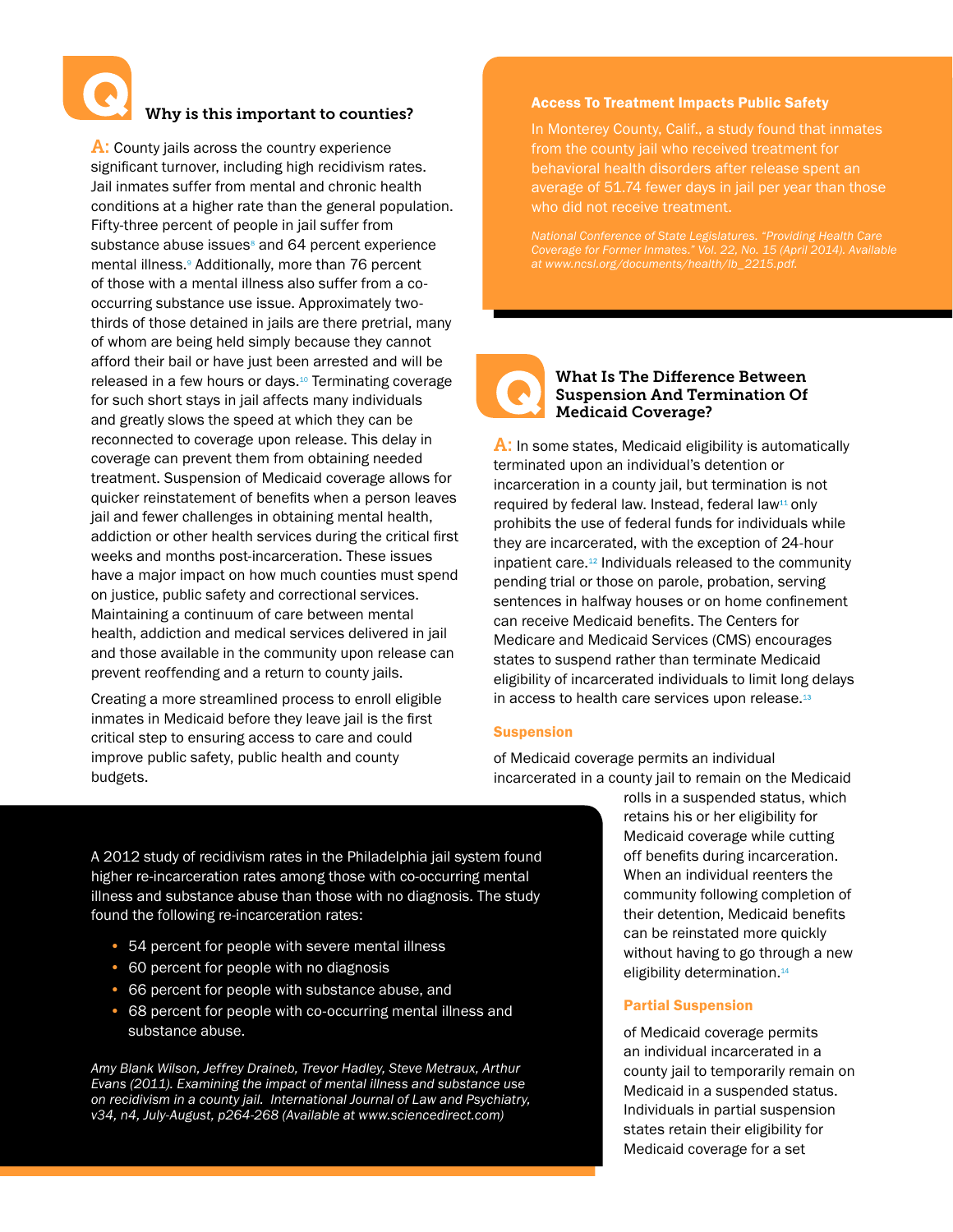## Why is this important to counties?

**A:** County jails across the country experience significant turnover, including high recidivism rates. Jail inmates suffer from mental and chronic health conditions at a higher rate than the general population. Fifty-three percent of people in jail suffer from substance abuse issues[8] and 64 percent experience mental illness.[9] Additionally, more than 76 percent of those with a mental illness also suffer from a co-occurring substance use issue. Approximately two-thirds of those detained in jails are there pretrial, many of whom are being held simply because they cannot afford their bail or have just been arrested and will be released in a few hours or days.[10] Terminating coverage for such short stays in jail affects many individuals and greatly slows the speed at which they can be reconnected to coverage upon release. This delay in coverage can prevent them from obtaining needed treatment. Suspension of Medicaid coverage allows for quicker reinstatement of benefits when a person leaves jail and fewer challenges in obtaining mental health, addiction or other health services during the critical first weeks and months post-incarceration. These issues have a major impact on how much counties must spend on justice, public safety and correctional services. Maintaining a continuum of care between mental health, addiction and medical services delivered in jail and those available in the community upon release can prevent reoffending and a return to county jails.

Creating a more streamlined process to enroll eligible inmates in Medicaid before they leave jail is the first critical step to ensuring access to care and could improve public safety, public health and county budgets.

A 2012 study of recidivism rates in the Philadelphia jail system found higher re-incarceration rates among those with co-occurring mental illness and substance abuse than those with no diagnosis. The study found the following re-incarceration rates:

- 54 percent for people with severe mental illness
- 60 percent for people with no diagnosis
- 66 percent for people with substance abuse, and
- 68 percent for people with co-occurring mental illness and substance abuse.

*Amy Blank Wilson, Jeffrey Draineb, Trevor Hadley, Steve Metraux, Arthur Evans (2011). Examining the impact of mental illness and substance use on recidivism in a county jail. International Journal of Law and Psychiatry, v34, n4, July-August, p264-268 (Available at www.sciencedirect.com)*

### Access To Treatment Impacts Public Safety

In Monterey County, Calif., a study found that inmates from the county jail who received treatment for behavioral health disorders after release spent an average of 51.74 fewer days in jail per year than those who did not receive treatment.

*National Conference of State Legislatures. "Providing Health Care Coverage for Former Inmates." Vol. 22, No. 15 (April 2014). Available at www.ncsl.org/documents/health/lb_2215.pdf.*

## What Is The Difference Between Suspension And Termination Of Medicaid Coverage?

**A:** In some states, Medicaid eligibility is automatically terminated upon an individual's detention or incarceration in a county jail, but termination is not required by federal law. Instead, federal law[11] only prohibits the use of federal funds for individuals while they are incarcerated, with the exception of 24-hour inpatient care.[12] Individuals released to the community pending trial or those on parole, probation, serving sentences in halfway houses or on home confinement can receive Medicaid benefits. The Centers for Medicare and Medicaid Services (CMS) encourages states to suspend rather than terminate Medicaid eligibility of incarcerated individuals to limit long delays in access to health care services upon release.[13]

**Suspension** of Medicaid coverage permits an individual incarcerated in a county jail to remain on the Medicaid rolls in a suspended status, which retains his or her eligibility for Medicaid coverage while cutting off benefits during incarceration. When an individual reenters the community following completion of their detention, Medicaid benefits can be reinstated more quickly without having to go through a new eligibility determination.[14]

**Partial Suspension** of Medicaid coverage permits an individual incarcerated in a county jail to temporarily remain on Medicaid in a suspended status. Individuals in partial suspension states retain their eligibility for Medicaid coverage for a set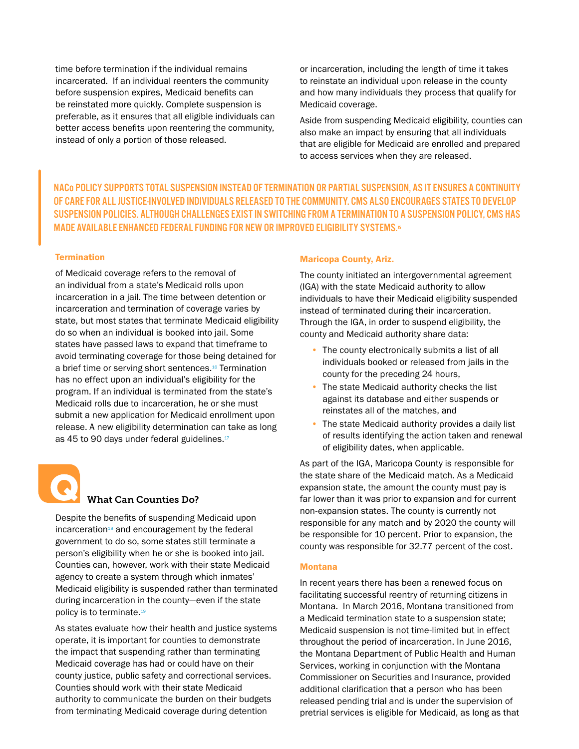time before termination if the individual remains incarcerated. If an individual reenters the community before suspension expires, Medicaid benefits can be reinstated more quickly. Complete suspension is preferable, as it ensures that all eligible individuals can better access benefits upon reentering the community, instead of only a portion of those released.

or incarceration, including the length of time it takes to reinstate an individual upon release in the county and how many individuals they process that qualify for Medicaid coverage.

Aside from suspending Medicaid eligibility, counties can also make an impact by ensuring that all individuals that are eligible for Medicaid are enrolled and prepared to access services when they are released.

> **NACo POLICY SUPPORTS TOTAL SUSPENSION INSTEAD OF TERMINATION OR PARTIAL SUSPENSION, AS IT ENSURES A CONTINUITY OF CARE FOR ALL JUSTICE-INVOLVED INDIVIDUALS RELEASED TO THE COMMUNITY. CMS ALSO ENCOURAGES STATES TO DEVELOP SUSPENSION POLICIES. ALTHOUGH CHALLENGES EXIST IN SWITCHING FROM A TERMINATION TO A SUSPENSION POLICY, CMS HAS MADE AVAILABLE ENHANCED FEDERAL FUNDING FOR NEW OR IMPROVED ELIGIBILITY SYSTEMS.[15]**

#### Termination

of Medicaid coverage refers to the removal of an individual from a state's Medicaid rolls upon incarceration in a jail. The time between detention or incarceration and termination of coverage varies by state, but most states that terminate Medicaid eligibility do so when an individual is booked into jail. Some states have passed laws to expand that timeframe to avoid terminating coverage for those being detained for a brief time or serving short sentences.[16] Termination has no effect upon an individual's eligibility for the program. If an individual is terminated from the state's Medicaid rolls due to incarceration, he or she must submit a new application for Medicaid enrollment upon release. A new eligibility determination can take as long as 45 to 90 days under federal guidelines.[17]

### What Can Counties Do?

Despite the benefits of suspending Medicaid upon incarceration[18] and encouragement by the federal government to do so, some states still terminate a person's eligibility when he or she is booked into jail. Counties can, however, work with their state Medicaid agency to create a system through which inmates' Medicaid eligibility is suspended rather than terminated during incarceration in the county—even if the state policy is to terminate.[19]

As states evaluate how their health and justice systems operate, it is important for counties to demonstrate the impact that suspending rather than terminating Medicaid coverage has had or could have on their county justice, public safety and correctional services. Counties should work with their state Medicaid authority to communicate the burden on their budgets from terminating Medicaid coverage during detention

#### Maricopa County, Ariz.

The county initiated an intergovernmental agreement (IGA) with the state Medicaid authority to allow individuals to have their Medicaid eligibility suspended instead of terminated during their incarceration. Through the IGA, in order to suspend eligibility, the county and Medicaid authority share data:

- The county electronically submits a list of all individuals booked or released from jails in the county for the preceding 24 hours,
- The state Medicaid authority checks the list against its database and either suspends or reinstates all of the matches, and
- The state Medicaid authority provides a daily list of results identifying the action taken and renewal of eligibility dates, when applicable.

As part of the IGA, Maricopa County is responsible for the state share of the Medicaid match. As a Medicaid expansion state, the amount the county must pay is far lower than it was prior to expansion and for current non-expansion states. The county is currently not responsible for any match and by 2020 the county will be responsible for 10 percent. Prior to expansion, the county was responsible for 32.77 percent of the cost.

#### Montana

In recent years there has been a renewed focus on facilitating successful reentry of returning citizens in Montana. In March 2016, Montana transitioned from a Medicaid termination state to a suspension state; Medicaid suspension is not time-limited but in effect throughout the period of incarceration. In June 2016, the Montana Department of Public Health and Human Services, working in conjunction with the Montana Commissioner on Securities and Insurance, provided additional clarification that a person who has been released pending trial and is under the supervision of pretrial services is eligible for Medicaid, as long as that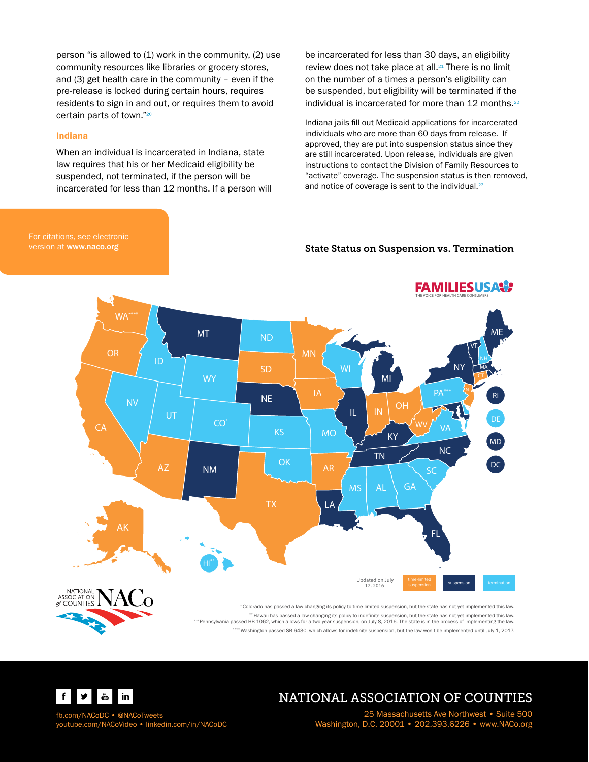person "is allowed to (1) work in the community, (2) use community resources like libraries or grocery stores, and (3) get health care in the community – even if the pre-release is locked during certain hours, requires residents to sign in and out, or requires them to avoid certain parts of town."[20]

### Indiana

When an individual is incarcerated in Indiana, state law requires that his or her Medicaid eligibility be suspended, not terminated, if the person will be incarcerated for less than 12 months. If a person will be incarcerated for less than 30 days, an eligibility review does not take place at all.[21] There is no limit on the number of a times a person's eligibility can be suspended, but eligibility will be terminated if the individual is incarcerated for more than 12 months.[22]

Indiana jails fill out Medicaid applications for incarcerated individuals who are more than 60 days from release. If approved, they are put into suspension status since they are still incarcerated. Upon release, individuals are given instructions to contact the Division of Family Resources to "activate" coverage. The suspension status is then removed, and notice of coverage is sent to the individual.[23]

For citations, see electronic version at **www.naco.org**

**State Status on Suspension vs. Termination**

FAMILIESUSA
THE VOICE FOR HEALTH CARE CONSUMERS

WA**** OR CA AK ID NV UT AZ MT WY CO* NM ND SD NE KS OK TX MN IA MO AR LA WI IL MI IN OH KY TN MS AL GA FL SC NC VA WV PA*** NY VT NH MA CT NJ ME RI DE MD DC HI**

Updated on July 12, 2016

time-limited suspension

suspension

termination

*Colorado has passed a law changing its policy to time-limited suspension, but the state has not yet implemented this law.

**Hawaii has passed a law changing its policy to indefinite suspension, but the state has not yet implemented this law.

***Pennsylvania passed HB 1062, which allows for a two-year suspension, on July 8, 2016. The state is in the process of implementing the law.

****Washington passed SB 6430, which allows for indefinite suspension, but the law won't be implemented until July 1, 2017.

NATIONAL ASSOCIATION of COUNTIES NACo

fb.com/NACoDC • @NACoTweets
youtube.com/NACoVideo • linkedin.com/in/NACoDC

NATIONAL ASSOCIATION OF COUNTIES

25 Massachusetts Ave Northwest • Suite 500
Washington, D.C. 20001 • 202.393.6226 • www.NACo.org